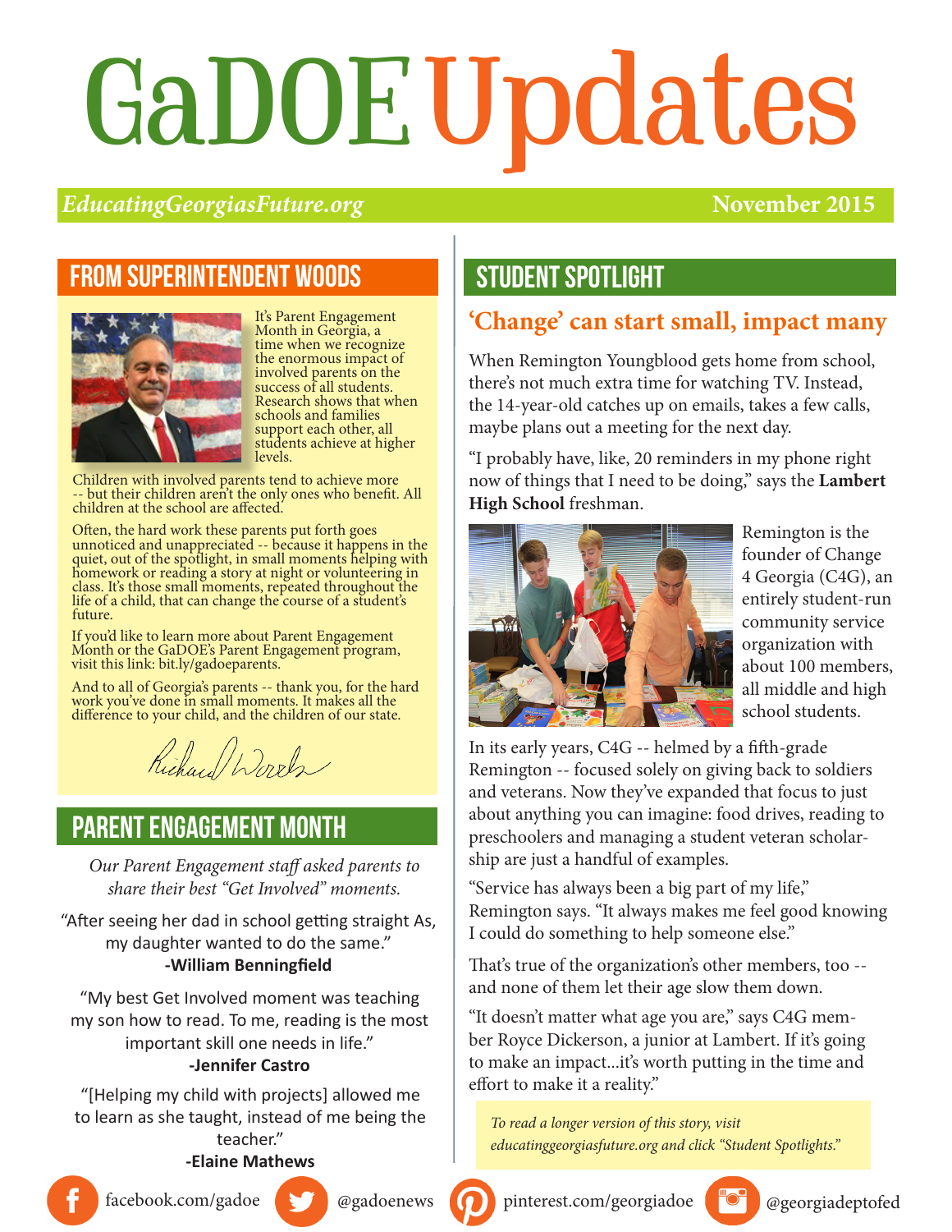# GaDOE Updates

*EducatingGeorgiasFuture.org* **November 2015**

## FROM SUPERINTENDENT WOODS

It's Parent Engagement Month in Georgia, a time when we recognize the enormous impact of involved parents on the success of all students. Research shows that when schools and families support each other, all students achieve at higher levels.

Children with involved parents tend to achieve more -- but their children aren't the only ones who benefit. All children at the school are affected.

Often, the hard work these parents put forth goes unnoticed and unappreciated -- because it happens in the quiet, out of the spotlight, in small moments helping with homework or reading a story at night or volunteering in class. It's those small moments, repeated throughout the life of a child, that can change the course of a student's future.

If you'd like to learn more about Parent Engagement Month or the GaDOE's Parent Engagement program, visit this link: bit.ly/gadoeparents.

And to all of Georgia's parents -- thank you, for the hard work you've done in small moments. It makes all the difference to your child, and the children of our state.

Richard Woods

## PARENT ENGAGEMENT MONTH

*Our Parent Engagement staff asked parents to share their best "Get Involved" moments.*

"After seeing her dad in school getting straight As, my daughter wanted to do the same."
**-William Benningfield**

"My best Get Involved moment was teaching my son how to read. To me, reading is the most important skill one needs in life."
**-Jennifer Castro**

"[Helping my child with projects] allowed me to learn as she taught, instead of me being the teacher."
**-Elaine Mathews**

## STUDENT SPOTLIGHT

### 'Change' can start small, impact many

When Remington Youngblood gets home from school, there's not much extra time for watching TV. Instead, the 14-year-old catches up on emails, takes a few calls, maybe plans out a meeting for the next day.

"I probably have, like, 20 reminders in my phone right now of things that I need to be doing," says the **Lambert High School** freshman.

Remington is the founder of Change 4 Georgia (C4G), an entirely student-run community service organization with about 100 members, all middle and high school students.

In its early years, C4G -- helmed by a fifth-grade Remington -- focused solely on giving back to soldiers and veterans. Now they've expanded that focus to just about anything you can imagine: food drives, reading to preschoolers and managing a student veteran scholarship are just a handful of examples.

"Service has always been a big part of my life," Remington says. "It always makes me feel good knowing I could do something to help someone else."

That's true of the organization's other members, too -- and none of them let their age slow them down.

"It doesn't matter what age you are," says C4G member Royce Dickerson, a junior at Lambert. If it's going to make an impact...it's worth putting in the time and effort to make it a reality."

*To read a longer version of this story, visit educatinggeorgiasfuture.org and click "Student Spotlights."*

facebook.com/gadoe | @gadoenews | pinterest.com/georgiadoe | @georgiadeptofed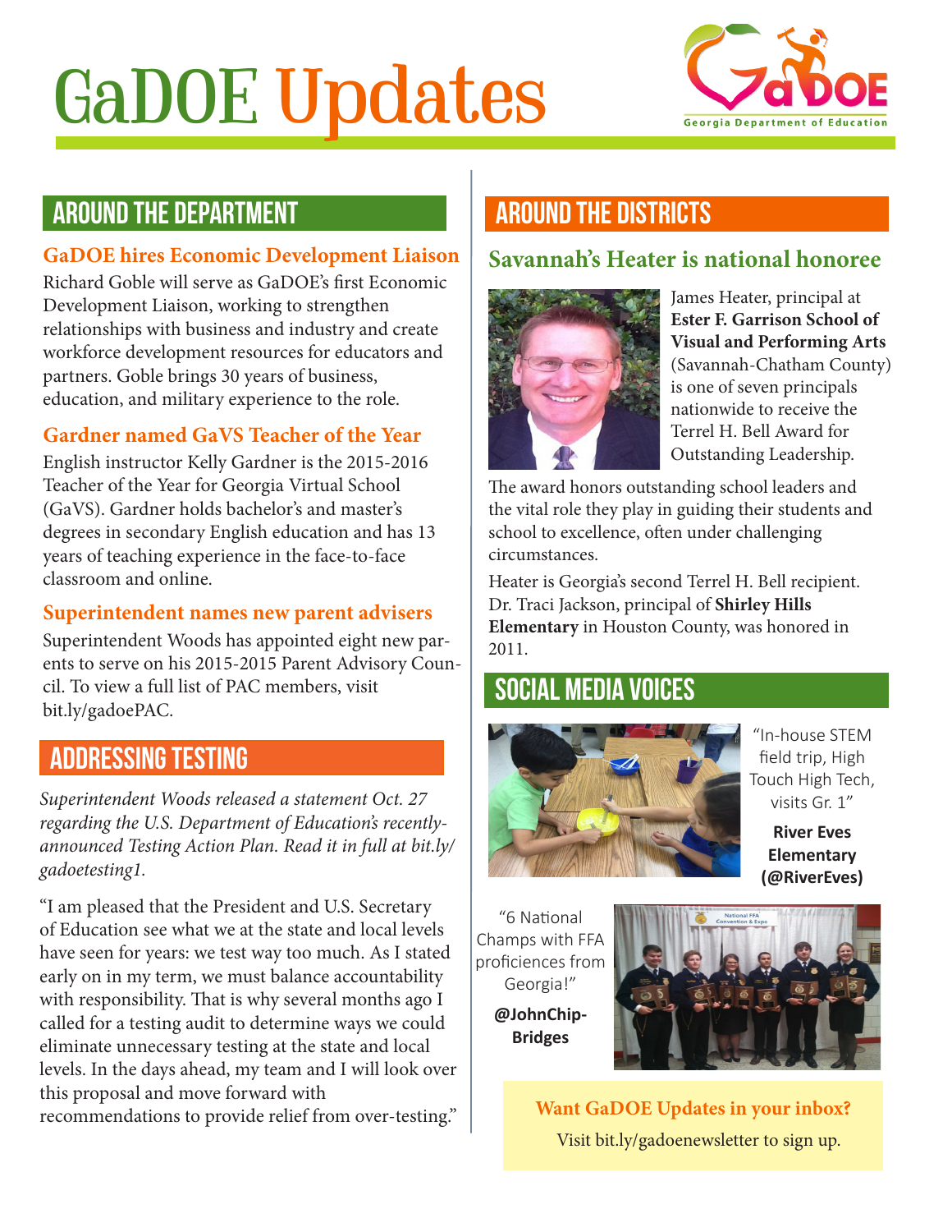# GaDOE Updates

## AROUND THE DEPARTMENT

### GaDOE hires Economic Development Liaison

Richard Goble will serve as GaDOE's first Economic Development Liaison, working to strengthen relationships with business and industry and create workforce development resources for educators and partners. Goble brings 30 years of business, education, and military experience to the role.

### Gardner named GaVS Teacher of the Year

English instructor Kelly Gardner is the 2015-2016 Teacher of the Year for Georgia Virtual School (GaVS). Gardner holds bachelor's and master's degrees in secondary English education and has 13 years of teaching experience in the face-to-face classroom and online.

### Superintendent names new parent advisers

Superintendent Woods has appointed eight new parents to serve on his 2015-2015 Parent Advisory Council. To view a full list of PAC members, visit bit.ly/gadoePAC.

## ADDRESSING TESTING

*Superintendent Woods released a statement Oct. 27 regarding the U.S. Department of Education's recently-announced Testing Action Plan. Read it in full at bit.ly/gadoetesting1.*

"I am pleased that the President and U.S. Secretary of Education see what we at the state and local levels have seen for years: we test way too much. As I stated early on in my term, we must balance accountability with responsibility. That is why several months ago I called for a testing audit to determine ways we could eliminate unnecessary testing at the state and local levels. In the days ahead, my team and I will look over this proposal and move forward with recommendations to provide relief from over-testing."

## AROUND THE DISTRICTS

### Savannah's Heater is national honoree

James Heater, principal at **Ester F. Garrison School of Visual and Performing Arts** (Savannah-Chatham County) is one of seven principals nationwide to receive the Terrel H. Bell Award for Outstanding Leadership.

The award honors outstanding school leaders and the vital role they play in guiding their students and school to excellence, often under challenging circumstances.

Heater is Georgia's second Terrel H. Bell recipient. Dr. Traci Jackson, principal of **Shirley Hills Elementary** in Houston County, was honored in 2011.

## SOCIAL MEDIA VOICES

"In-house STEM field trip, High Touch High Tech, visits Gr. 1"

**River Eves Elementary (@RiverEves)**

"6 National Champs with FFA proficiences from Georgia!"

**@JohnChip-Bridges**

**Want GaDOE Updates in your inbox?**

Visit bit.ly/gadoenewsletter to sign up.